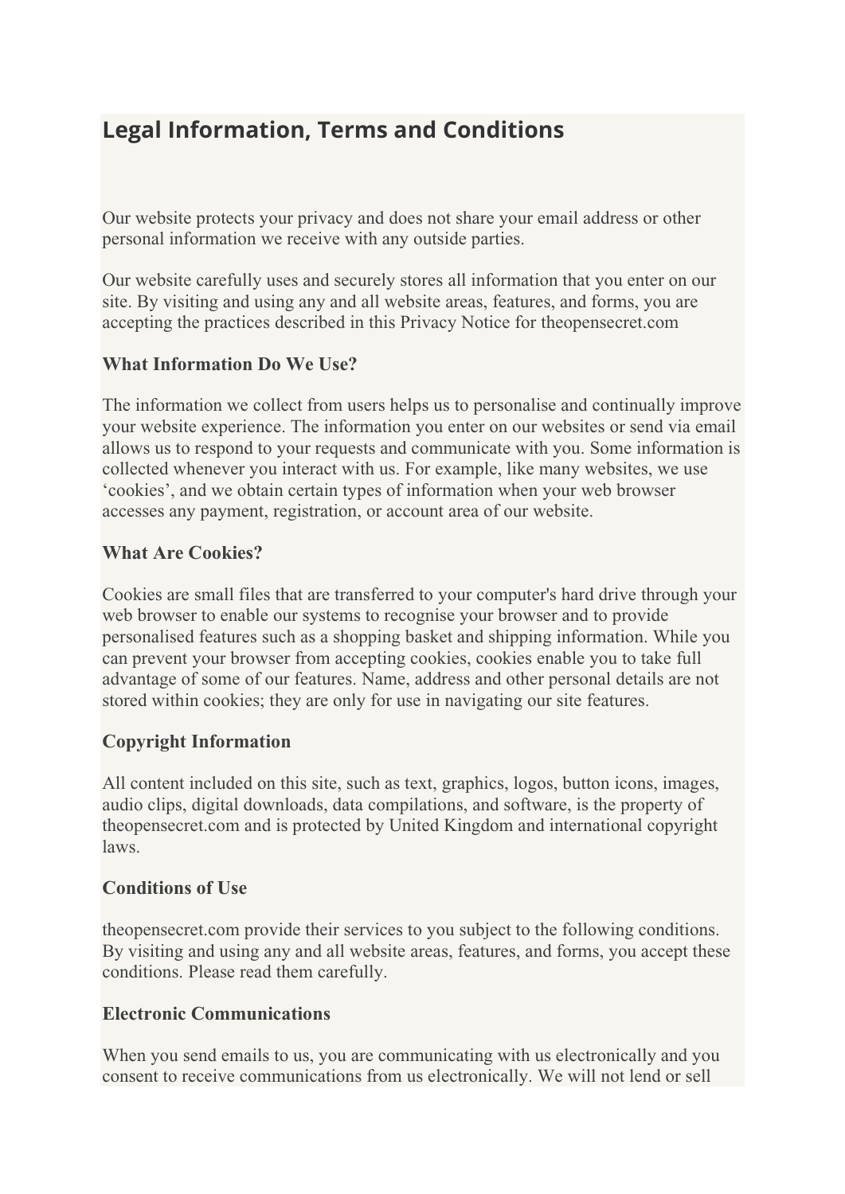# Legal Information, Terms and Conditions

Our website protects your privacy and does not share your email address or other personal information we receive with any outside parties.

Our website carefully uses and securely stores all information that you enter on our site. By visiting and using any and all website areas, features, and forms, you are accepting the practices described in this Privacy Notice for theopensecret.com

## What Information Do We Use?

The information we collect from users helps us to personalise and continually improve your website experience. The information you enter on our websites or send via email allows us to respond to your requests and communicate with you. Some information is collected whenever you interact with us. For example, like many websites, we use 'cookies', and we obtain certain types of information when your web browser accesses any payment, registration, or account area of our website.

## What Are Cookies?

Cookies are small files that are transferred to your computer's hard drive through your web browser to enable our systems to recognise your browser and to provide personalised features such as a shopping basket and shipping information. While you can prevent your browser from accepting cookies, cookies enable you to take full advantage of some of our features. Name, address and other personal details are not stored within cookies; they are only for use in navigating our site features.

## Copyright Information

All content included on this site, such as text, graphics, logos, button icons, images, audio clips, digital downloads, data compilations, and software, is the property of theopensecret.com and is protected by United Kingdom and international copyright laws.

## Conditions of Use

theopensecret.com provide their services to you subject to the following conditions. By visiting and using any and all website areas, features, and forms, you accept these conditions. Please read them carefully.

## Electronic Communications

When you send emails to us, you are communicating with us electronically and you consent to receive communications from us electronically. We will not lend or sell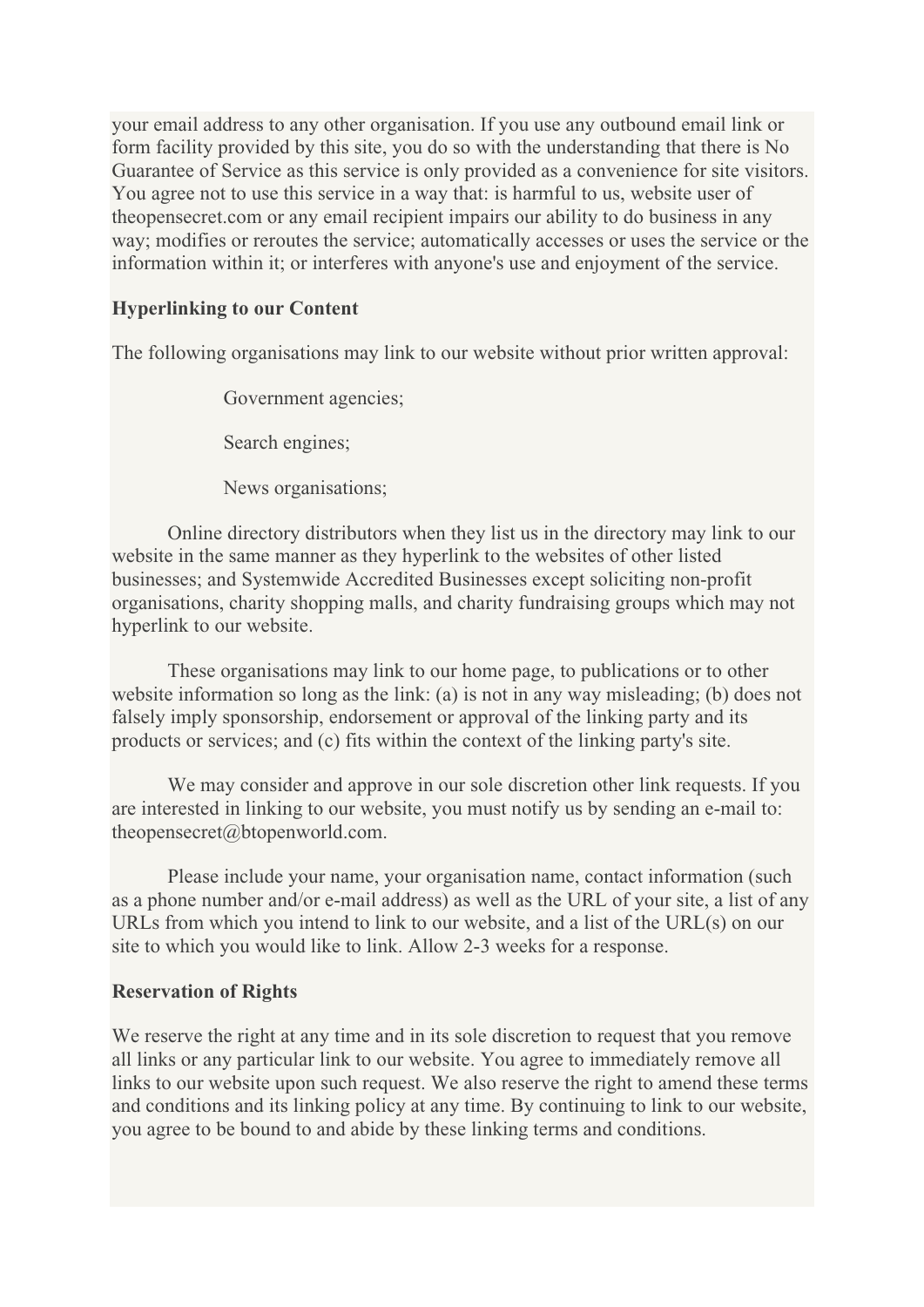your email address to any other organisation. If you use any outbound email link or form facility provided by this site, you do so with the understanding that there is No Guarantee of Service as this service is only provided as a convenience for site visitors. You agree not to use this service in a way that: is harmful to us, website user of theopensecret.com or any email recipient impairs our ability to do business in any way; modifies or reroutes the service; automatically accesses or uses the service or the information within it; or interferes with anyone's use and enjoyment of the service.

**Hyperlinking to our Content**

The following organisations may link to our website without prior written approval:

Government agencies;

Search engines;

News organisations;

Online directory distributors when they list us in the directory may link to our website in the same manner as they hyperlink to the websites of other listed businesses; and Systemwide Accredited Businesses except soliciting non-profit organisations, charity shopping malls, and charity fundraising groups which may not hyperlink to our website.

These organisations may link to our home page, to publications or to other website information so long as the link: (a) is not in any way misleading; (b) does not falsely imply sponsorship, endorsement or approval of the linking party and its products or services; and (c) fits within the context of the linking party's site.

We may consider and approve in our sole discretion other link requests. If you are interested in linking to our website, you must notify us by sending an e-mail to: theopensecret@btopenworld.com.

Please include your name, your organisation name, contact information (such as a phone number and/or e-mail address) as well as the URL of your site, a list of any URLs from which you intend to link to our website, and a list of the URL(s) on our site to which you would like to link. Allow 2-3 weeks for a response.

**Reservation of Rights**

We reserve the right at any time and in its sole discretion to request that you remove all links or any particular link to our website. You agree to immediately remove all links to our website upon such request. We also reserve the right to amend these terms and conditions and its linking policy at any time. By continuing to link to our website, you agree to be bound to and abide by these linking terms and conditions.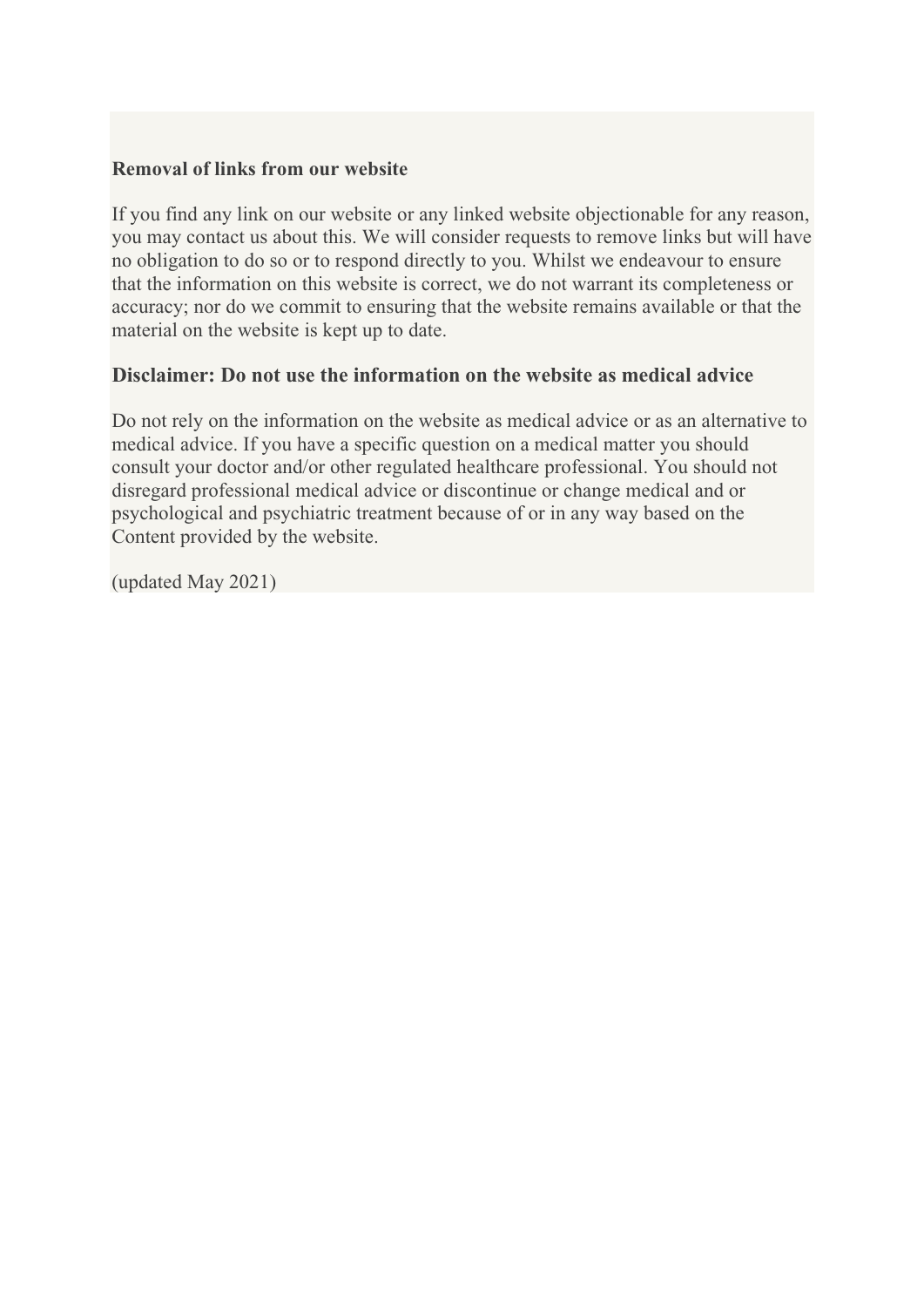**Removal of links from our website**

If you find any link on our website or any linked website objectionable for any reason, you may contact us about this. We will consider requests to remove links but will have no obligation to do so or to respond directly to you. Whilst we endeavour to ensure that the information on this website is correct, we do not warrant its completeness or accuracy; nor do we commit to ensuring that the website remains available or that the material on the website is kept up to date.

## Disclaimer: Do not use the information on the website as medical advice

Do not rely on the information on the website as medical advice or as an alternative to medical advice. If you have a specific question on a medical matter you should consult your doctor and/or other regulated healthcare professional. You should not disregard professional medical advice or discontinue or change medical and or psychological and psychiatric treatment because of or in any way based on the Content provided by the website.

(updated May 2021)